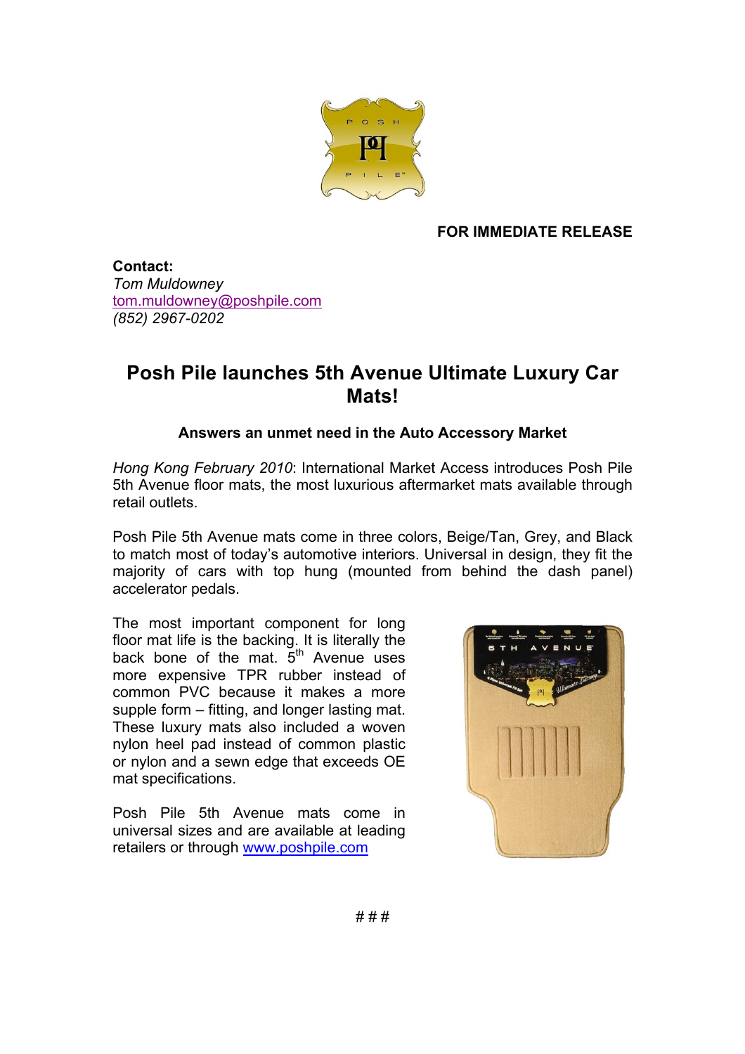**FOR IMMEDIATE RELEASE**

**Contact:**
*Tom Muldowney*
tom.muldowney@poshpile.com
*(852) 2967-0202*

# Posh Pile launches 5th Avenue Ultimate Luxury Car Mats!

### Answers an unmet need in the Auto Accessory Market

*Hong Kong February 2010*: International Market Access introduces Posh Pile 5th Avenue floor mats, the most luxurious aftermarket mats available through retail outlets.

Posh Pile 5th Avenue mats come in three colors, Beige/Tan, Grey, and Black to match most of today's automotive interiors. Universal in design, they fit the majority of cars with top hung (mounted from behind the dash panel) accelerator pedals.

The most important component for long floor mat life is the backing. It is literally the back bone of the mat. 5th Avenue uses more expensive TPR rubber instead of common PVC because it makes a more supple form – fitting, and longer lasting mat. These luxury mats also included a woven nylon heel pad instead of common plastic or nylon and a sewn edge that exceeds OE mat specifications.

Posh Pile 5th Avenue mats come in universal sizes and are available at leading retailers or through www.poshpile.com

\# # #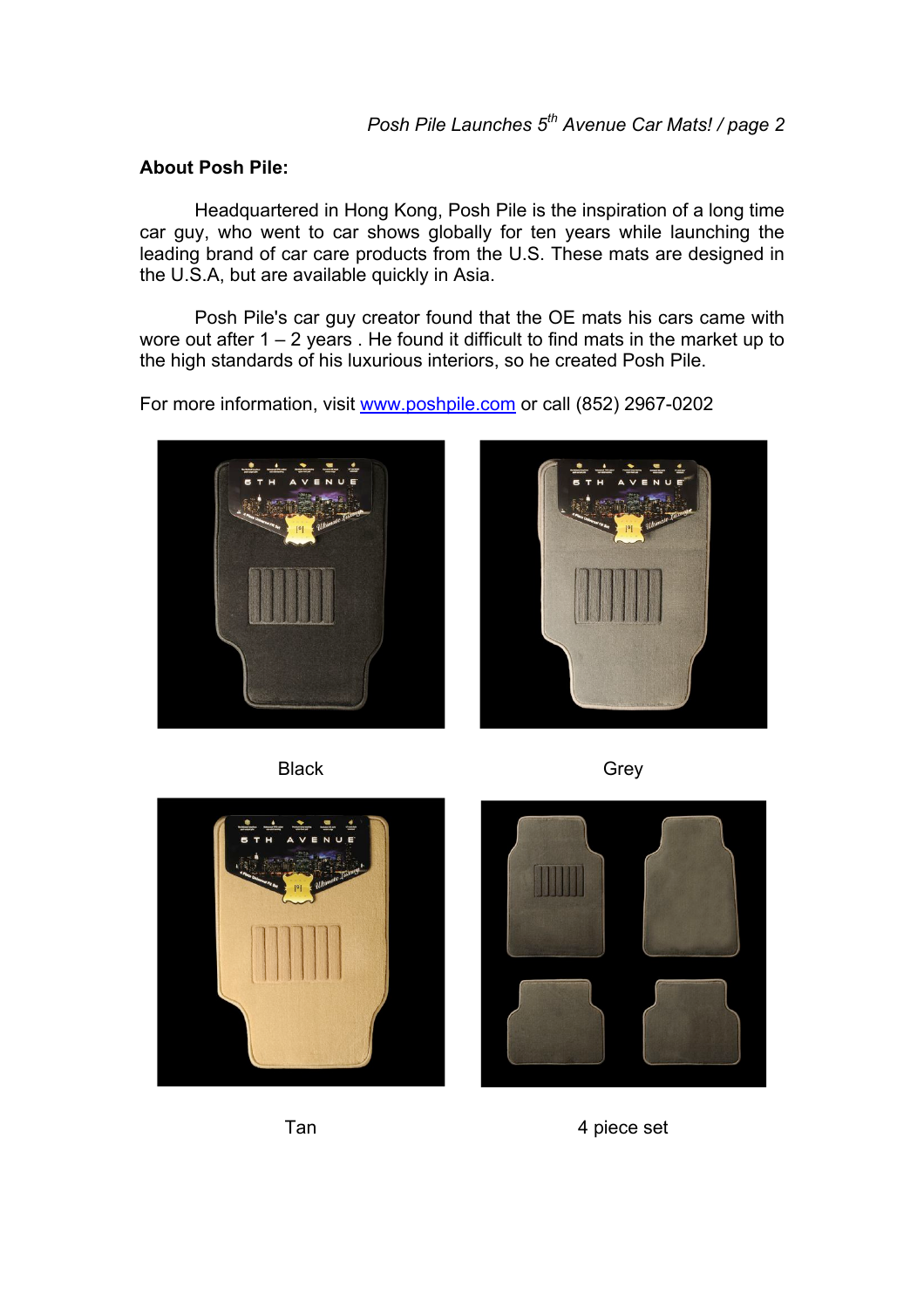## About Posh Pile:

Headquartered in Hong Kong, Posh Pile is the inspiration of a long time car guy, who went to car shows globally for ten years while launching the leading brand of car care products from the U.S. These mats are designed in the U.S.A, but are available quickly in Asia.

Posh Pile's car guy creator found that the OE mats his cars came with wore out after 1 – 2 years . He found it difficult to find mats in the market up to the high standards of his luxurious interiors, so he created Posh Pile.

For more information, visit [www.poshpile.com](http://www.poshpile.com) or call (852) 2967-0202

Black

Grey

Tan

4 piece set